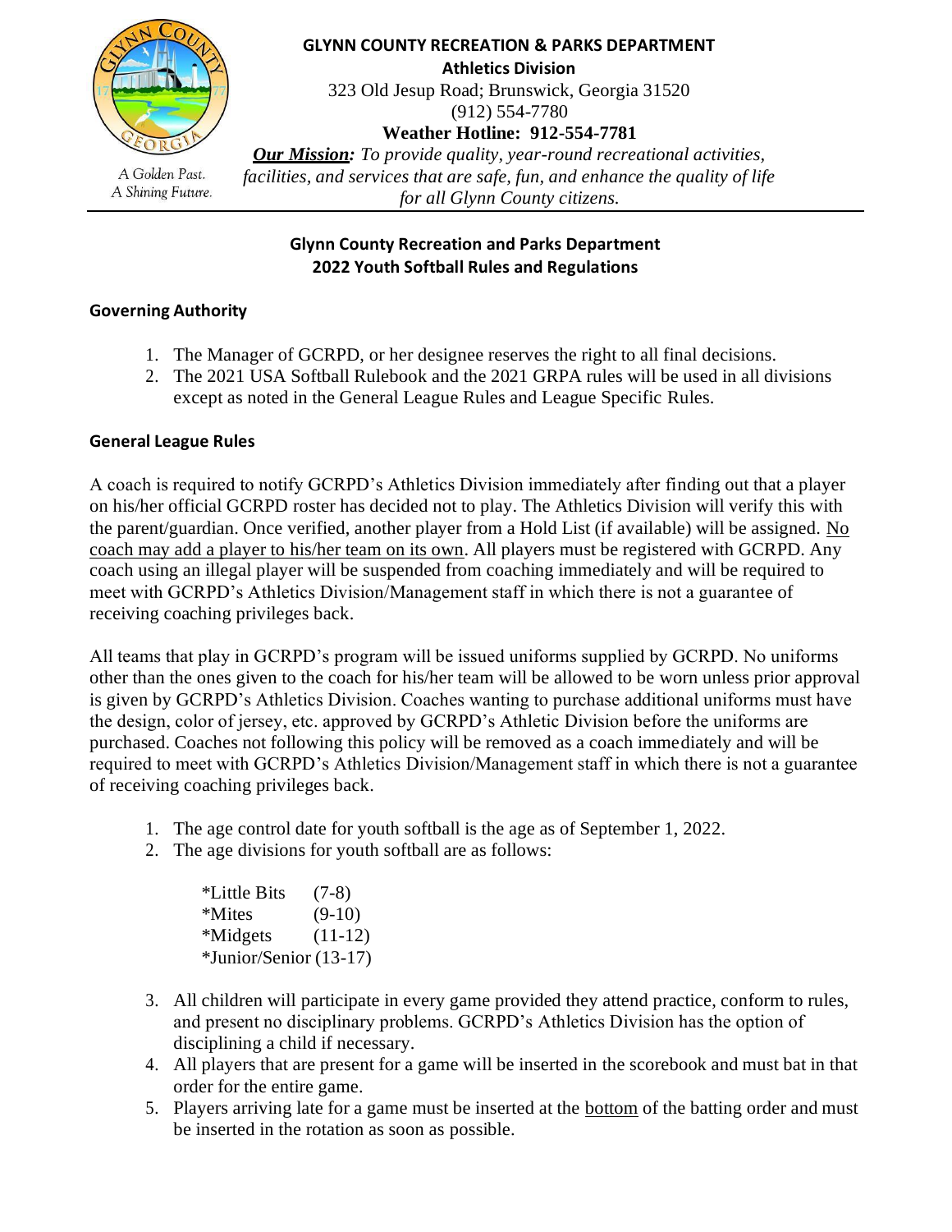**GLYNN COUNTY RECREATION & PARKS DEPARTMENT**
**Athletics Division**
323 Old Jesup Road; Brunswick, Georgia 31520
(912) 554-7780
**Weather Hotline: 912-554-7781**

***Our Mission:*** *To provide quality, year-round recreational activities, facilities, and services that are safe, fun, and enhance the quality of life for all Glynn County citizens.*

*A Golden Past. A Shining Future.*

## Glynn County Recreation and Parks Department
## 2022 Youth Softball Rules and Regulations

### Governing Authority

1. The Manager of GCRPD, or her designee reserves the right to all final decisions.
2. The 2021 USA Softball Rulebook and the 2021 GRPA rules will be used in all divisions except as noted in the General League Rules and League Specific Rules.

### General League Rules

A coach is required to notify GCRPD's Athletics Division immediately after finding out that a player on his/her official GCRPD roster has decided not to play. The Athletics Division will verify this with the parent/guardian. Once verified, another player from a Hold List (if available) will be assigned. <u>No coach may add a player to his/her team on its own</u>. All players must be registered with GCRPD. Any coach using an illegal player will be suspended from coaching immediately and will be required to meet with GCRPD's Athletics Division/Management staff in which there is not a guarantee of receiving coaching privileges back.

All teams that play in GCRPD's program will be issued uniforms supplied by GCRPD. No uniforms other than the ones given to the coach for his/her team will be allowed to be worn unless prior approval is given by GCRPD's Athletics Division. Coaches wanting to purchase additional uniforms must have the design, color of jersey, etc. approved by GCRPD's Athletic Division before the uniforms are purchased. Coaches not following this policy will be removed as a coach immediately and will be required to meet with GCRPD's Athletics Division/Management staff in which there is not a guarantee of receiving coaching privileges back.

1. The age control date for youth softball is the age as of September 1, 2022.
2. The age divisions for youth softball are as follows:

   *Little Bits (7-8)
   *Mites (9-10)
   *Midgets (11-12)
   *Junior/Senior (13-17)

3. All children will participate in every game provided they attend practice, conform to rules, and present no disciplinary problems. GCRPD's Athletics Division has the option of disciplining a child if necessary.
4. All players that are present for a game will be inserted in the scorebook and must bat in that order for the entire game.
5. Players arriving late for a game must be inserted at the <u>bottom</u> of the batting order and must be inserted in the rotation as soon as possible.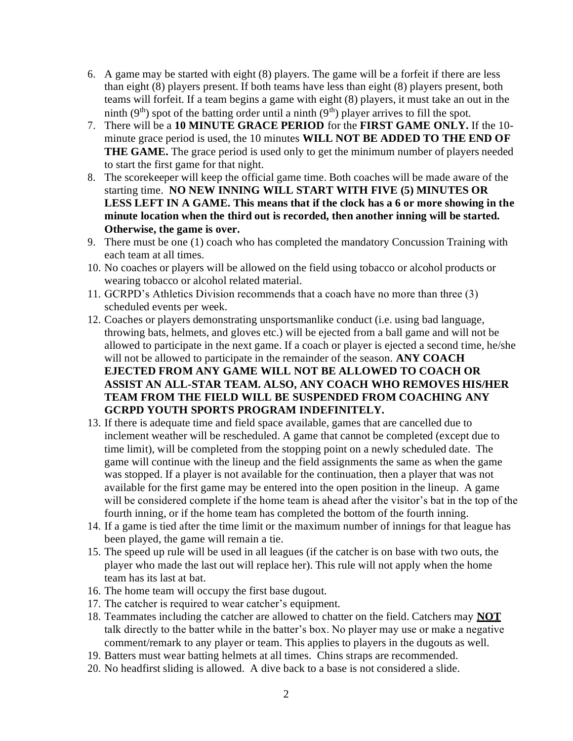6. A game may be started with eight (8) players. The game will be a forfeit if there are less than eight (8) players present. If both teams have less than eight (8) players present, both teams will forfeit. If a team begins a game with eight (8) players, it must take an out in the ninth (9th) spot of the batting order until a ninth (9th) player arrives to fill the spot.
7. There will be a **10 MINUTE GRACE PERIOD** for the **FIRST GAME ONLY.** If the 10-minute grace period is used, the 10 minutes **WILL NOT BE ADDED TO THE END OF THE GAME.** The grace period is used only to get the minimum number of players needed to start the first game for that night.
8. The scorekeeper will keep the official game time. Both coaches will be made aware of the starting time. **NO NEW INNING WILL START WITH FIVE (5) MINUTES OR LESS LEFT IN A GAME. This means that if the clock has a 6 or more showing in the minute location when the third out is recorded, then another inning will be started. Otherwise, the game is over.**
9. There must be one (1) coach who has completed the mandatory Concussion Training with each team at all times.
10. No coaches or players will be allowed on the field using tobacco or alcohol products or wearing tobacco or alcohol related material.
11. GCRPD's Athletics Division recommends that a coach have no more than three (3) scheduled events per week.
12. Coaches or players demonstrating unsportsmanlike conduct (i.e. using bad language, throwing bats, helmets, and gloves etc.) will be ejected from a ball game and will not be allowed to participate in the next game. If a coach or player is ejected a second time, he/she will not be allowed to participate in the remainder of the season. **ANY COACH EJECTED FROM ANY GAME WILL NOT BE ALLOWED TO COACH OR ASSIST AN ALL-STAR TEAM. ALSO, ANY COACH WHO REMOVES HIS/HER TEAM FROM THE FIELD WILL BE SUSPENDED FROM COACHING ANY GCRPD YOUTH SPORTS PROGRAM INDEFINITELY.**
13. If there is adequate time and field space available, games that are cancelled due to inclement weather will be rescheduled. A game that cannot be completed (except due to time limit), will be completed from the stopping point on a newly scheduled date. The game will continue with the lineup and the field assignments the same as when the game was stopped. If a player is not available for the continuation, then a player that was not available for the first game may be entered into the open position in the lineup. A game will be considered complete if the home team is ahead after the visitor's bat in the top of the fourth inning, or if the home team has completed the bottom of the fourth inning.
14. If a game is tied after the time limit or the maximum number of innings for that league has been played, the game will remain a tie.
15. The speed up rule will be used in all leagues (if the catcher is on base with two outs, the player who made the last out will replace her). This rule will not apply when the home team has its last at bat.
16. The home team will occupy the first base dugout.
17. The catcher is required to wear catcher's equipment.
18. Teammates including the catcher are allowed to chatter on the field. Catchers may **<u>NOT</u>** talk directly to the batter while in the batter's box. No player may use or make a negative comment/remark to any player or team. This applies to players in the dugouts as well.
19. Batters must wear batting helmets at all times. Chins straps are recommended.
20. No headfirst sliding is allowed. A dive back to a base is not considered a slide.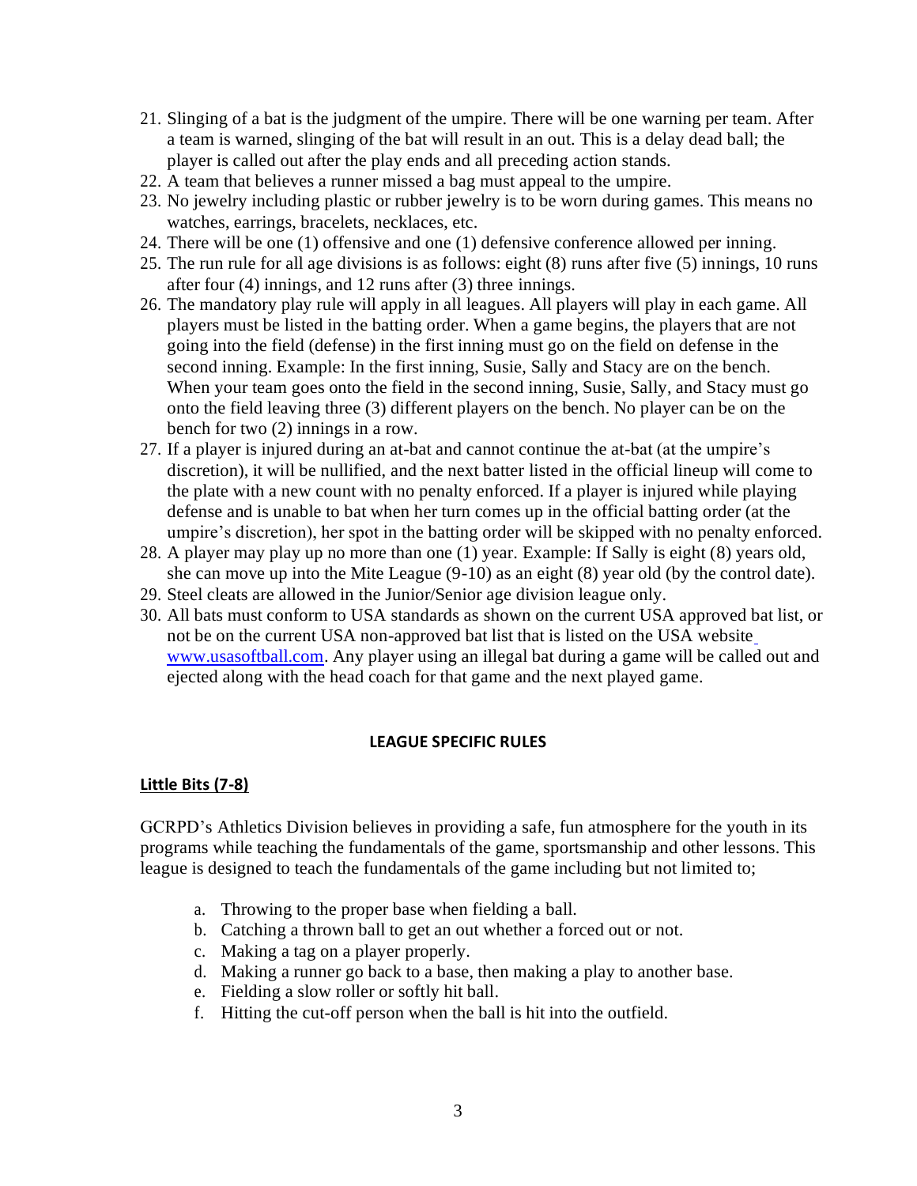21. Slinging of a bat is the judgment of the umpire. There will be one warning per team. After a team is warned, slinging of the bat will result in an out. This is a delay dead ball; the player is called out after the play ends and all preceding action stands.
22. A team that believes a runner missed a bag must appeal to the umpire.
23. No jewelry including plastic or rubber jewelry is to be worn during games. This means no watches, earrings, bracelets, necklaces, etc.
24. There will be one (1) offensive and one (1) defensive conference allowed per inning.
25. The run rule for all age divisions is as follows: eight (8) runs after five (5) innings, 10 runs after four (4) innings, and 12 runs after (3) three innings.
26. The mandatory play rule will apply in all leagues. All players will play in each game. All players must be listed in the batting order. When a game begins, the players that are not going into the field (defense) in the first inning must go on the field on defense in the second inning. Example: In the first inning, Susie, Sally and Stacy are on the bench. When your team goes onto the field in the second inning, Susie, Sally, and Stacy must go onto the field leaving three (3) different players on the bench. No player can be on the bench for two (2) innings in a row.
27. If a player is injured during an at-bat and cannot continue the at-bat (at the umpire's discretion), it will be nullified, and the next batter listed in the official lineup will come to the plate with a new count with no penalty enforced. If a player is injured while playing defense and is unable to bat when her turn comes up in the official batting order (at the umpire's discretion), her spot in the batting order will be skipped with no penalty enforced.
28. A player may play up no more than one (1) year. Example: If Sally is eight (8) years old, she can move up into the Mite League (9-10) as an eight (8) year old (by the control date).
29. Steel cleats are allowed in the Junior/Senior age division league only.
30. All bats must conform to USA standards as shown on the current USA approved bat list, or not be on the current USA non-approved bat list that is listed on the USA website www.usasoftball.com. Any player using an illegal bat during a game will be called out and ejected along with the head coach for that game and the next played game.

## LEAGUE SPECIFIC RULES

### Little Bits (7-8)

GCRPD's Athletics Division believes in providing a safe, fun atmosphere for the youth in its programs while teaching the fundamentals of the game, sportsmanship and other lessons. This league is designed to teach the fundamentals of the game including but not limited to;

a. Throwing to the proper base when fielding a ball.
b. Catching a thrown ball to get an out whether a forced out or not.
c. Making a tag on a player properly.
d. Making a runner go back to a base, then making a play to another base.
e. Fielding a slow roller or softly hit ball.
f. Hitting the cut-off person when the ball is hit into the outfield.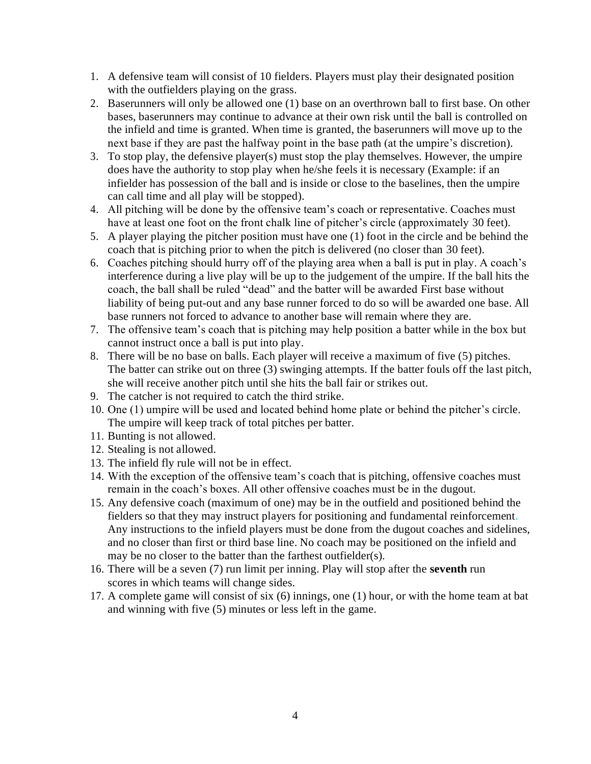1. A defensive team will consist of 10 fielders. Players must play their designated position with the outfielders playing on the grass.
2. Baserunners will only be allowed one (1) base on an overthrown ball to first base. On other bases, baserunners may continue to advance at their own risk until the ball is controlled on the infield and time is granted. When time is granted, the baserunners will move up to the next base if they are past the halfway point in the base path (at the umpire's discretion).
3. To stop play, the defensive player(s) must stop the play themselves. However, the umpire does have the authority to stop play when he/she feels it is necessary (Example: if an infielder has possession of the ball and is inside or close to the baselines, then the umpire can call time and all play will be stopped).
4. All pitching will be done by the offensive team's coach or representative. Coaches must have at least one foot on the front chalk line of pitcher's circle (approximately 30 feet).
5. A player playing the pitcher position must have one (1) foot in the circle and be behind the coach that is pitching prior to when the pitch is delivered (no closer than 30 feet).
6. Coaches pitching should hurry off of the playing area when a ball is put in play. A coach's interference during a live play will be up to the judgement of the umpire. If the ball hits the coach, the ball shall be ruled "dead" and the batter will be awarded First base without liability of being put-out and any base runner forced to do so will be awarded one base. All base runners not forced to advance to another base will remain where they are.
7. The offensive team's coach that is pitching may help position a batter while in the box but cannot instruct once a ball is put into play.
8. There will be no base on balls. Each player will receive a maximum of five (5) pitches. The batter can strike out on three (3) swinging attempts. If the batter fouls off the last pitch, she will receive another pitch until she hits the ball fair or strikes out.
9. The catcher is not required to catch the third strike.
10. One (1) umpire will be used and located behind home plate or behind the pitcher's circle. The umpire will keep track of total pitches per batter.
11. Bunting is not allowed.
12. Stealing is not allowed.
13. The infield fly rule will not be in effect.
14. With the exception of the offensive team's coach that is pitching, offensive coaches must remain in the coach's boxes. All other offensive coaches must be in the dugout.
15. Any defensive coach (maximum of one) may be in the outfield and positioned behind the fielders so that they may instruct players for positioning and fundamental reinforcement. Any instructions to the infield players must be done from the dugout coaches and sidelines, and no closer than first or third base line. No coach may be positioned on the infield and may be no closer to the batter than the farthest outfielder(s).
16. There will be a seven (7) run limit per inning. Play will stop after the **seventh** run scores in which teams will change sides.
17. A complete game will consist of six (6) innings, one (1) hour, or with the home team at bat and winning with five (5) minutes or less left in the game.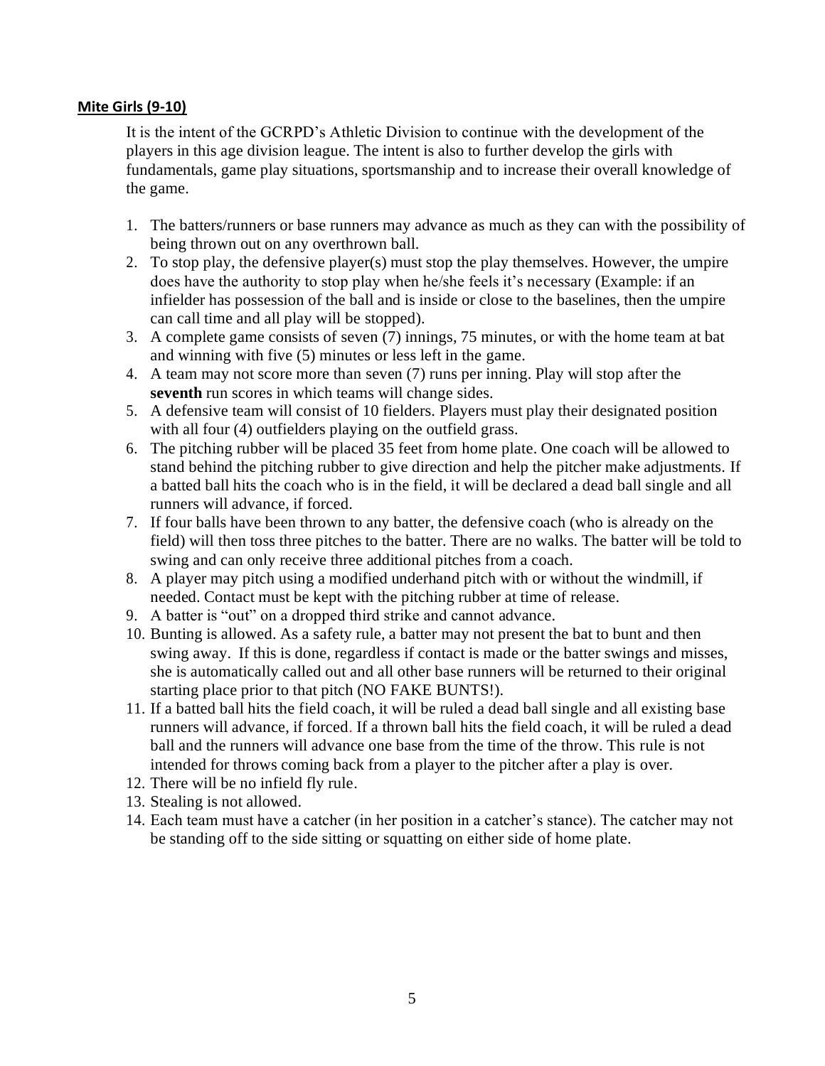## Mite Girls (9-10)

It is the intent of the GCRPD's Athletic Division to continue with the development of the players in this age division league. The intent is also to further develop the girls with fundamentals, game play situations, sportsmanship and to increase their overall knowledge of the game.

1. The batters/runners or base runners may advance as much as they can with the possibility of being thrown out on any overthrown ball.
2. To stop play, the defensive player(s) must stop the play themselves. However, the umpire does have the authority to stop play when he/she feels it's necessary (Example: if an infielder has possession of the ball and is inside or close to the baselines, then the umpire can call time and all play will be stopped).
3. A complete game consists of seven (7) innings, 75 minutes, or with the home team at bat and winning with five (5) minutes or less left in the game.
4. A team may not score more than seven (7) runs per inning. Play will stop after the **seventh** run scores in which teams will change sides.
5. A defensive team will consist of 10 fielders. Players must play their designated position with all four (4) outfielders playing on the outfield grass.
6. The pitching rubber will be placed 35 feet from home plate. One coach will be allowed to stand behind the pitching rubber to give direction and help the pitcher make adjustments. If a batted ball hits the coach who is in the field, it will be declared a dead ball single and all runners will advance, if forced.
7. If four balls have been thrown to any batter, the defensive coach (who is already on the field) will then toss three pitches to the batter. There are no walks. The batter will be told to swing and can only receive three additional pitches from a coach.
8. A player may pitch using a modified underhand pitch with or without the windmill, if needed. Contact must be kept with the pitching rubber at time of release.
9. A batter is "out" on a dropped third strike and cannot advance.
10. Bunting is allowed. As a safety rule, a batter may not present the bat to bunt and then swing away. If this is done, regardless if contact is made or the batter swings and misses, she is automatically called out and all other base runners will be returned to their original starting place prior to that pitch (NO FAKE BUNTS!).
11. If a batted ball hits the field coach, it will be ruled a dead ball single and all existing base runners will advance, if forced. If a thrown ball hits the field coach, it will be ruled a dead ball and the runners will advance one base from the time of the throw. This rule is not intended for throws coming back from a player to the pitcher after a play is over.
12. There will be no infield fly rule.
13. Stealing is not allowed.
14. Each team must have a catcher (in her position in a catcher's stance). The catcher may not be standing off to the side sitting or squatting on either side of home plate.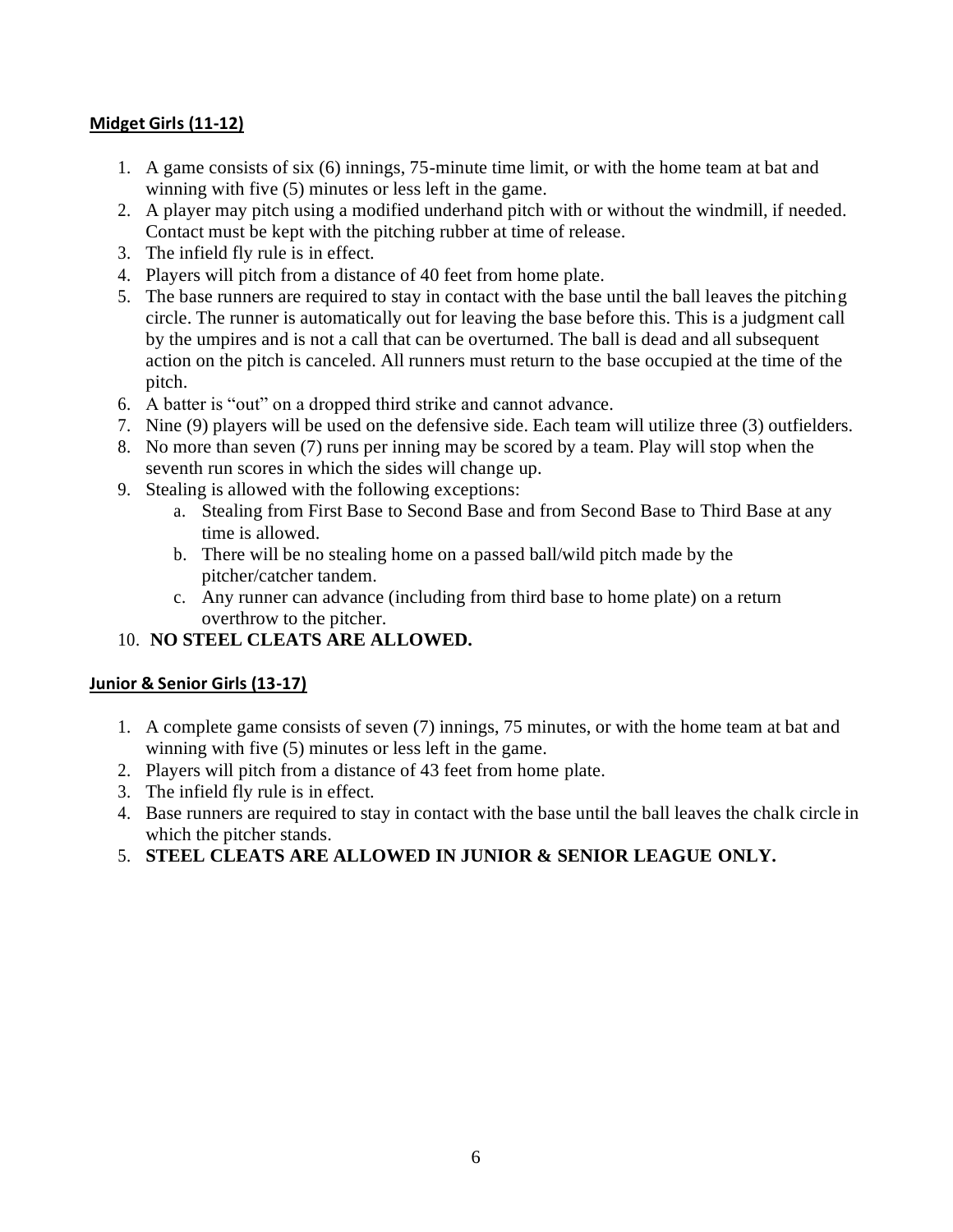**Midget Girls (11-12)**

1. A game consists of six (6) innings, 75-minute time limit, or with the home team at bat and winning with five (5) minutes or less left in the game.
2. A player may pitch using a modified underhand pitch with or without the windmill, if needed. Contact must be kept with the pitching rubber at time of release.
3. The infield fly rule is in effect.
4. Players will pitch from a distance of 40 feet from home plate.
5. The base runners are required to stay in contact with the base until the ball leaves the pitching circle. The runner is automatically out for leaving the base before this. This is a judgment call by the umpires and is not a call that can be overturned. The ball is dead and all subsequent action on the pitch is canceled. All runners must return to the base occupied at the time of the pitch.
6. A batter is "out" on a dropped third strike and cannot advance.
7. Nine (9) players will be used on the defensive side. Each team will utilize three (3) outfielders.
8. No more than seven (7) runs per inning may be scored by a team. Play will stop when the seventh run scores in which the sides will change up.
9. Stealing is allowed with the following exceptions:
   a. Stealing from First Base to Second Base and from Second Base to Third Base at any time is allowed.
   b. There will be no stealing home on a passed ball/wild pitch made by the pitcher/catcher tandem.
   c. Any runner can advance (including from third base to home plate) on a return overthrow to the pitcher.
10. **NO STEEL CLEATS ARE ALLOWED.**

**Junior & Senior Girls (13-17)**

1. A complete game consists of seven (7) innings, 75 minutes, or with the home team at bat and winning with five (5) minutes or less left in the game.
2. Players will pitch from a distance of 43 feet from home plate.
3. The infield fly rule is in effect.
4. Base runners are required to stay in contact with the base until the ball leaves the chalk circle in which the pitcher stands.
5. **STEEL CLEATS ARE ALLOWED IN JUNIOR & SENIOR LEAGUE ONLY.**